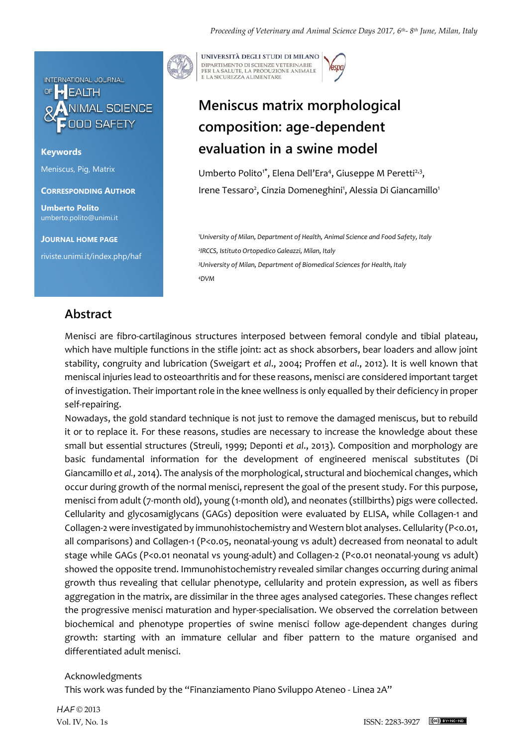# Meniscus matrix morphological composition: age-dependent evaluation in a swine model

Umberto Polito[1*], Elena Dell'Era[4], Giuseppe M Peretti[2,3], Irene Tessaro[2], Cinzia Domeneghini[1], Alessia Di Giancamillo[1]

[1]University of Milan, Department of Health, Animal Science and Food Safety, Italy
[2]IRCCS, Istituto Ortopedico Galeazzi, Milan, Italy
[3]University of Milan, Department of Biomedical Sciences for Health, Italy
[4]DVM

**Keywords**

Meniscus, Pig, Matrix

**Corresponding Author**

**Umberto Polito**
umberto.polito@unimi.it

**Journal Home Page**

riviste.unimi.it/index.php/haf

## Abstract

Menisci are fibro-cartilaginous structures interposed between femoral condyle and tibial plateau, which have multiple functions in the stifle joint: act as shock absorbers, bear loaders and allow joint stability, congruity and lubrication (Sweigart *et al*., 2004; Proffen *et al*., 2012). It is well known that meniscal injuries lead to osteoarthritis and for these reasons, menisci are considered important target of investigation. Their important role in the knee wellness is only equalled by their deficiency in proper self-repairing.

Nowadays, the gold standard technique is not just to remove the damaged meniscus, but to rebuild it or to replace it. For these reasons, studies are necessary to increase the knowledge about these small but essential structures (Streuli, 1999; Deponti *et al*., 2013). Composition and morphology are basic fundamental information for the development of engineered meniscal substitutes (Di Giancamillo *et al*., 2014). The analysis of the morphological, structural and biochemical changes, which occur during growth of the normal menisci, represent the goal of the present study. For this purpose, menisci from adult (7-month old), young (1-month old), and neonates (stillbirths) pigs were collected. Cellularity and glycosamiglycans (GAGs) deposition were evaluated by ELISA, while Collagen-1 and Collagen-2 were investigated by immunohistochemistry and Western blot analyses. Cellularity ($P<0.01$, all comparisons) and Collagen-1 ($P<0.05$, neonatal-young vs adult) decreased from neonatal to adult stage while GAGs ($P<0.01$ neonatal vs young-adult) and Collagen-2 ($P<0.01$ neonatal-young vs adult) showed the opposite trend. Immunohistochemistry revealed similar changes occurring during animal growth thus revealing that cellular phenotype, cellularity and protein expression, as well as fibers aggregation in the matrix, are dissimilar in the three ages analysed categories. These changes reflect the progressive menisci maturation and hyper-specialisation. We observed the correlation between biochemical and phenotype properties of swine menisci follow age-dependent changes during growth: starting with an immature cellular and fiber pattern to the mature organised and differentiated adult menisci.

Acknowledgments

This work was funded by the "Finanziamento Piano Sviluppo Ateneo - Linea 2A"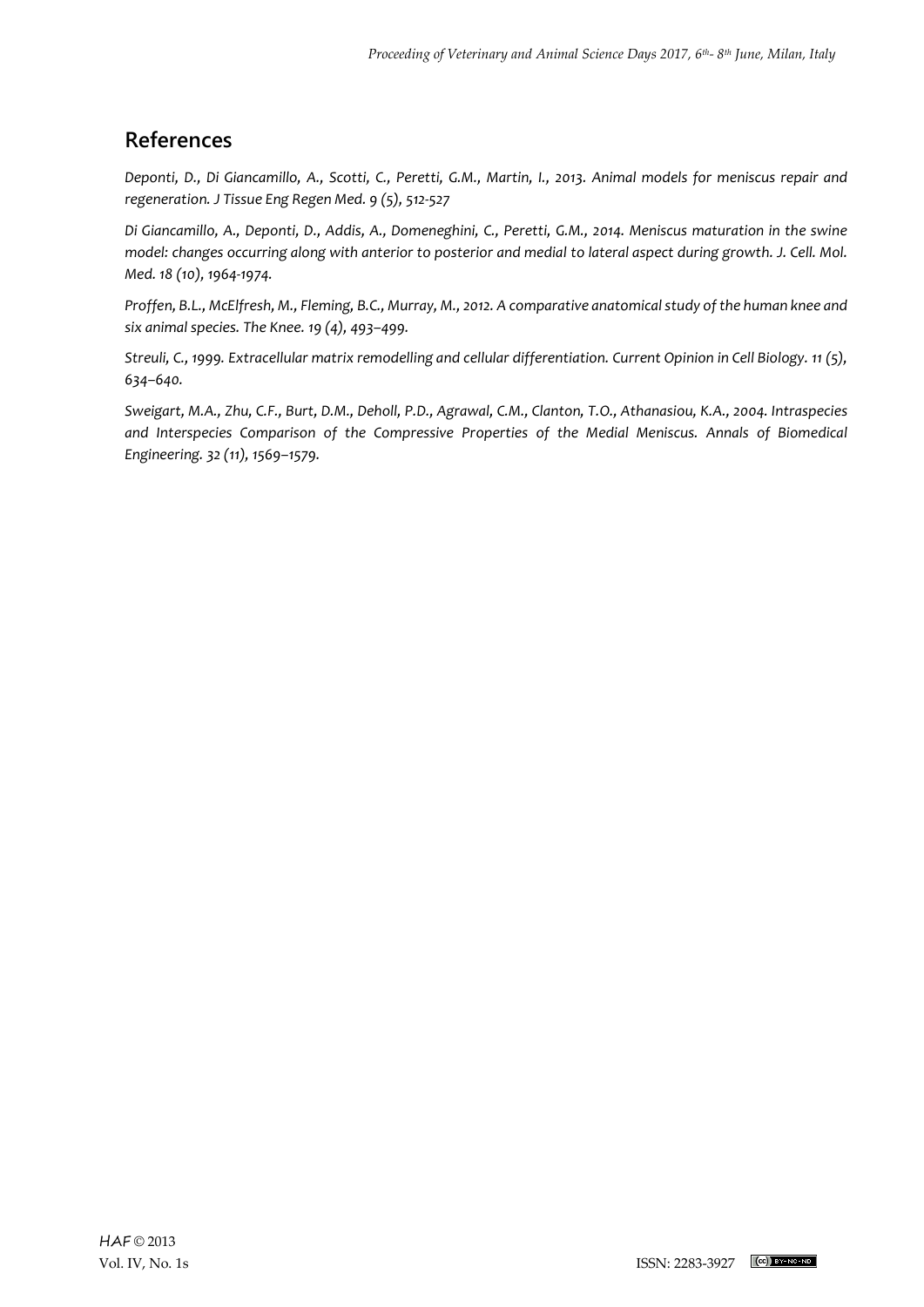## References

*Deponti, D., Di Giancamillo, A., Scotti, C., Peretti, G.M., Martin, I., 2013. Animal models for meniscus repair and regeneration. J Tissue Eng Regen Med. 9 (5), 512-527*

*Di Giancamillo, A., Deponti, D., Addis, A., Domeneghini, C., Peretti, G.M., 2014. Meniscus maturation in the swine model: changes occurring along with anterior to posterior and medial to lateral aspect during growth. J. Cell. Mol. Med. 18 (10), 1964-1974.*

*Proffen, B.L., McElfresh, M., Fleming, B.C., Murray, M., 2012. A comparative anatomical study of the human knee and six animal species. The Knee. 19 (4), 493–499.*

*Streuli, C., 1999. Extracellular matrix remodelling and cellular differentiation. Current Opinion in Cell Biology. 11 (5), 634–640.*

*Sweigart, M.A., Zhu, C.F., Burt, D.M., Deholl, P.D., Agrawal, C.M., Clanton, T.O., Athanasiou, K.A., 2004. Intraspecies and Interspecies Comparison of the Compressive Properties of the Medial Meniscus. Annals of Biomedical Engineering. 32 (11), 1569–1579.*